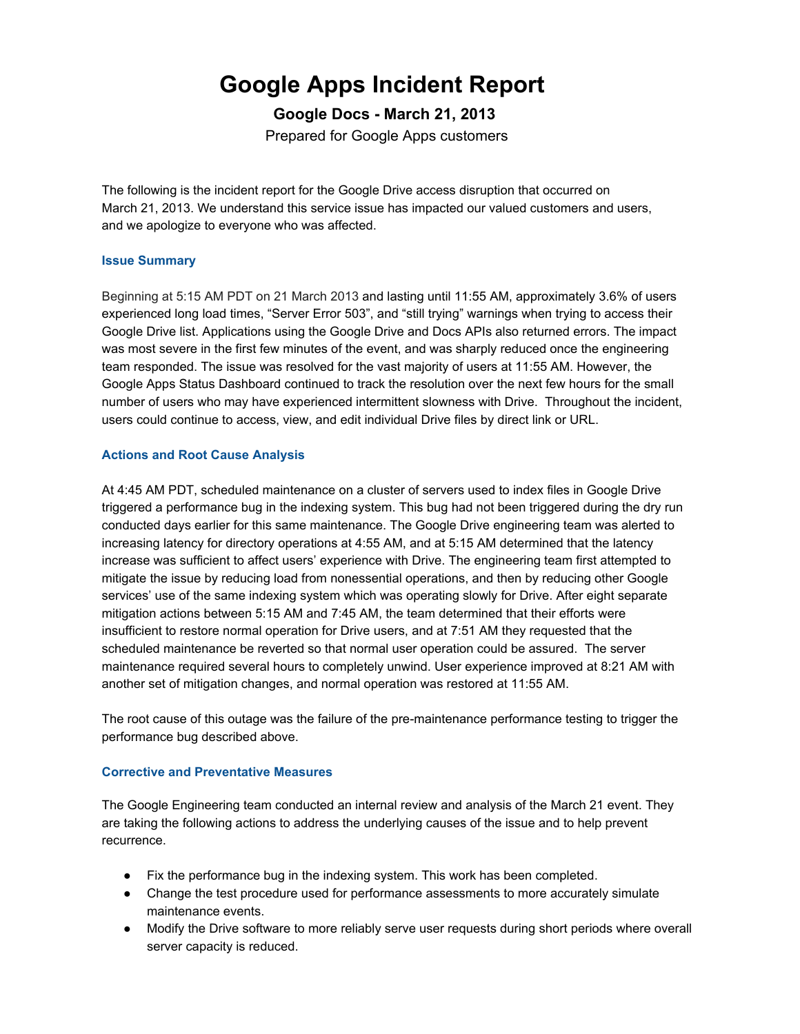# Google Apps Incident Report

### Google Docs - March 21, 2013

Prepared for Google Apps customers

The following is the incident report for the Google Drive access disruption that occurred on March 21, 2013. We understand this service issue has impacted our valued customers and users, and we apologize to everyone who was affected.

#### Issue Summary

Beginning at 5:15 AM PDT on 21 March 2013 and lasting until 11:55 AM, approximately 3.6% of users experienced long load times, "Server Error 503", and "still trying" warnings when trying to access their Google Drive list. Applications using the Google Drive and Docs APIs also returned errors. The impact was most severe in the first few minutes of the event, and was sharply reduced once the engineering team responded. The issue was resolved for the vast majority of users at 11:55 AM. However, the Google Apps Status Dashboard continued to track the resolution over the next few hours for the small number of users who may have experienced intermittent slowness with Drive. Throughout the incident, users could continue to access, view, and edit individual Drive files by direct link or URL.

#### Actions and Root Cause Analysis

At 4:45 AM PDT, scheduled maintenance on a cluster of servers used to index files in Google Drive triggered a performance bug in the indexing system. This bug had not been triggered during the dry run conducted days earlier for this same maintenance. The Google Drive engineering team was alerted to increasing latency for directory operations at 4:55 AM, and at 5:15 AM determined that the latency increase was sufficient to affect users' experience with Drive. The engineering team first attempted to mitigate the issue by reducing load from nonessential operations, and then by reducing other Google services' use of the same indexing system which was operating slowly for Drive. After eight separate mitigation actions between 5:15 AM and 7:45 AM, the team determined that their efforts were insufficient to restore normal operation for Drive users, and at 7:51 AM they requested that the scheduled maintenance be reverted so that normal user operation could be assured. The server maintenance required several hours to completely unwind. User experience improved at 8:21 AM with another set of mitigation changes, and normal operation was restored at 11:55 AM.

The root cause of this outage was the failure of the pre-maintenance performance testing to trigger the performance bug described above.

#### Corrective and Preventative Measures

The Google Engineering team conducted an internal review and analysis of the March 21 event. They are taking the following actions to address the underlying causes of the issue and to help prevent recurrence.

- Fix the performance bug in the indexing system. This work has been completed.
- Change the test procedure used for performance assessments to more accurately simulate maintenance events.
- Modify the Drive software to more reliably serve user requests during short periods where overall server capacity is reduced.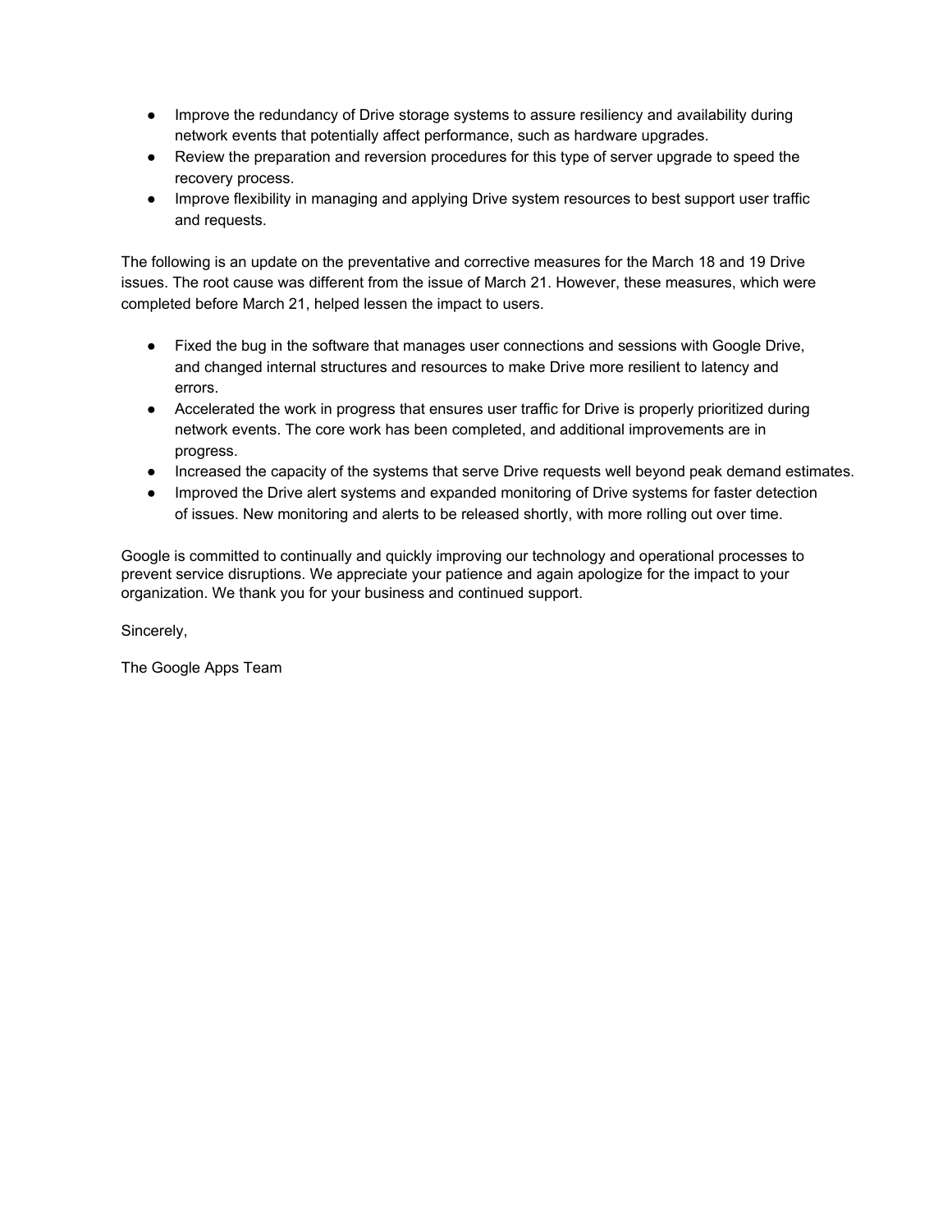- Improve the redundancy of Drive storage systems to assure resiliency and availability during network events that potentially affect performance, such as hardware upgrades.
- Review the preparation and reversion procedures for this type of server upgrade to speed the recovery process.
- Improve flexibility in managing and applying Drive system resources to best support user traffic and requests.

The following is an update on the preventative and corrective measures for the March 18 and 19 Drive issues. The root cause was different from the issue of March 21. However, these measures, which were completed before March 21, helped lessen the impact to users.

- Fixed the bug in the software that manages user connections and sessions with Google Drive, and changed internal structures and resources to make Drive more resilient to latency and errors.
- Accelerated the work in progress that ensures user traffic for Drive is properly prioritized during network events. The core work has been completed, and additional improvements are in progress.
- Increased the capacity of the systems that serve Drive requests well beyond peak demand estimates.
- Improved the Drive alert systems and expanded monitoring of Drive systems for faster detection of issues. New monitoring and alerts to be released shortly, with more rolling out over time.

Google is committed to continually and quickly improving our technology and operational processes to prevent service disruptions. We appreciate your patience and again apologize for the impact to your organization. We thank you for your business and continued support.

Sincerely,

The Google Apps Team